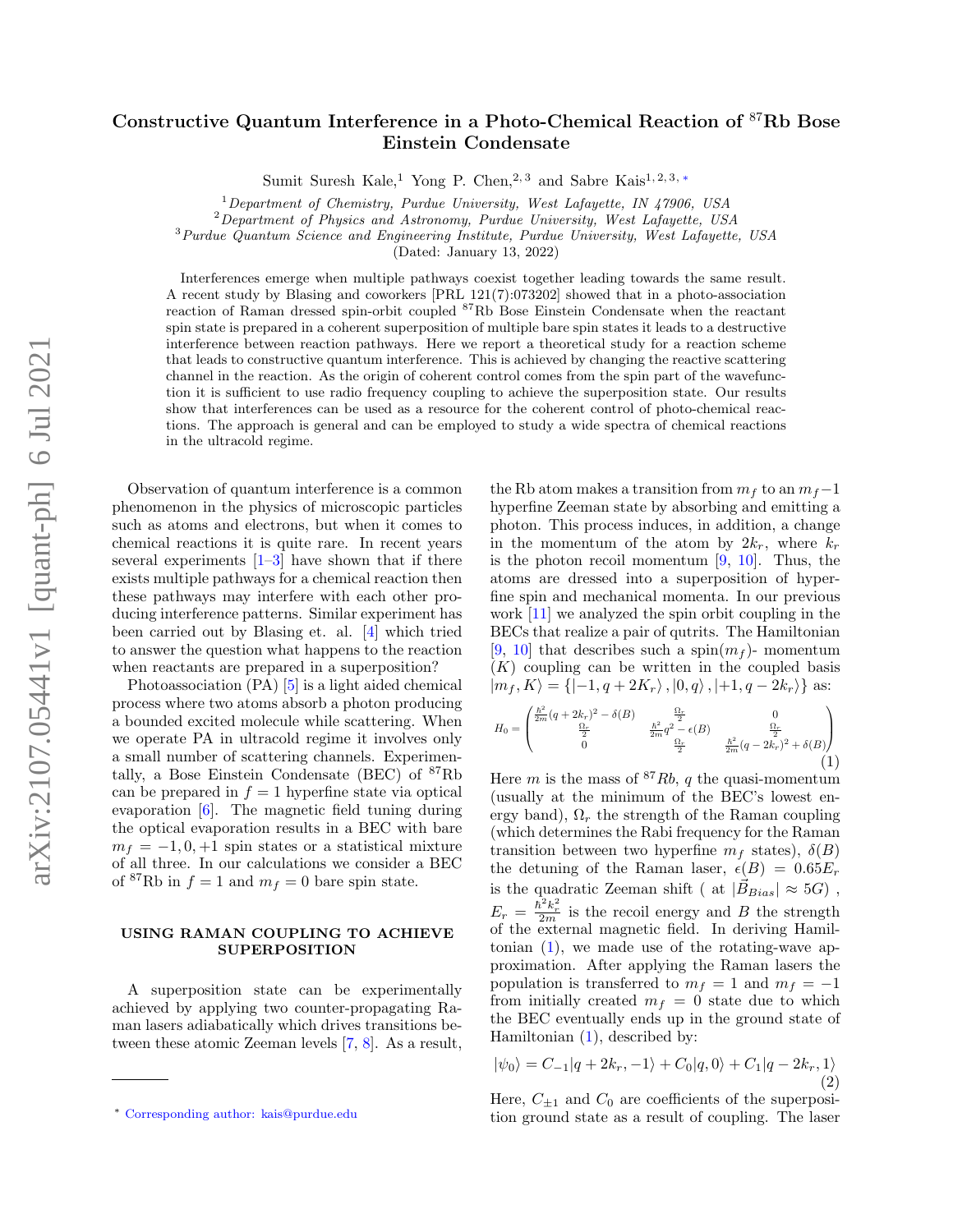# Constructive Quantum Interference in a Photo-Chemical Reaction of $^{87}$Rb Bose Einstein Condensate

Sumit Suresh Kale,[1] Yong P. Chen,[2,3] and Sabre Kais[1,2,3,*]

[1] *Department of Chemistry, Purdue University, West Lafayette, IN 47906, USA*
[2] *Department of Physics and Astronomy, Purdue University, West Lafayette, USA*
[3] *Purdue Quantum Science and Engineering Institute, Purdue University, West Lafayette, USA*

(Dated: January 13, 2022)

Interferences emerge when multiple pathways coexist together leading towards the same result. A recent study by Blasing and coworkers [PRL 121(7):073202] showed that in a photo-association reaction of Raman dressed spin-orbit coupled $^{87}$Rb Bose Einstein Condensate when the reactant spin state is prepared in a coherent superposition of multiple bare spin states it leads to a destructive interference between reaction pathways. Here we report a theoretical study for a reaction scheme that leads to constructive quantum interference. This is achieved by changing the reactive scattering channel in the reaction. As the origin of coherent control comes from the spin part of the wavefunction it is sufficient to use radio frequency coupling to achieve the superposition state. Our results show that interferences can be used as a resource for the coherent control of photo-chemical reactions. The approach is general and can be employed to study a wide spectra of chemical reactions in the ultracold regime.

Observation of quantum interference is a common phenomenon in the physics of microscopic particles such as atoms and electrons, but when it comes to chemical reactions it is quite rare. In recent years several experiments [1–3] have shown that if there exists multiple pathways for a chemical reaction then these pathways may interfere with each other producing interference patterns. Similar experiment has been carried out by Blasing et. al. [4] which tried to answer the question what happens to the reaction when reactants are prepared in a superposition?

Photoassociation (PA) [5] is a light aided chemical process where two atoms absorb a photon producing a bounded excited molecule while scattering. When we operate PA in ultracold regime it involves only a small number of scattering channels. Experimentally, a Bose Einstein Condensate (BEC) of $^{87}$Rb can be prepared in $f = 1$ hyperfine state via optical evaporation [6]. The magnetic field tuning during the optical evaporation results in a BEC with bare $m_f = -1, 0, +1$ spin states or a statistical mixture of all three. In our calculations we consider a BEC of $^{87}$Rb in $f = 1$ and $m_f = 0$ bare spin state.

## USING RAMAN COUPLING TO ACHIEVE SUPERPOSITION

A superposition state can be experimentally achieved by applying two counter-propagating Raman lasers adiabatically which drives transitions between these atomic Zeeman levels [7, 8]. As a result, the Rb atom makes a transition from $m_f$ to an $m_f - 1$ hyperfine Zeeman state by absorbing and emitting a photon. This process induces, in addition, a change in the momentum of the atom by $2k_r$, where $k_r$ is the photon recoil momentum [9, 10]. Thus, the atoms are dressed into a superposition of hyperfine spin and mechanical momenta. In our previous work [11] we analyzed the spin orbit coupling in the BECs that realize a pair of qutrits. The Hamiltonian [9, 10] that describes such a spin($m_f$)- momentum ($K$) coupling can be written in the coupled basis $|m_f, K\rangle = \{|-1, q + 2K_r\rangle, |0, q\rangle, |+1, q - 2k_r\rangle\}$ as:

$$H_0 = \begin{pmatrix} \frac{\hbar^2}{2m}(q+2k_r)^2 - \delta(B) & \frac{\Omega_r}{2} & 0 \\ \frac{\Omega_r}{2} & \frac{\hbar^2}{2m}q^2 - \epsilon(B) & \frac{\Omega_r}{2} \\ 0 & \frac{\Omega_r}{2} & \frac{\hbar^2}{2m}(q-2k_r)^2 + \delta(B) \end{pmatrix} \tag{1}$$

Here $m$ is the mass of $^{87}Rb$, $q$ the quasi-momentum (usually at the minimum of the BEC's lowest energy band), $\Omega_r$ the strength of the Raman coupling (which determines the Rabi frequency for the Raman transition between two hyperfine $m_f$ states), $\delta(B)$ the detuning of the Raman laser, $\epsilon(B) = 0.65E_r$ is the quadratic Zeeman shift ( at $|\vec{B}_{Bias}| \approx 5G$) , $E_r = \frac{\hbar^2 k_r^2}{2m}$ is the recoil energy and $B$ the strength of the external magnetic field. In deriving Hamiltonian (1), we made use of the rotating-wave approximation. After applying the Raman lasers the population is transferred to $m_f = 1$ and $m_f = -1$ from initially created $m_f = 0$ state due to which the BEC eventually ends up in the ground state of Hamiltonian (1), described by:

$$|\psi_0\rangle = C_{-1}|q + 2k_r, -1\rangle + C_0|q, 0\rangle + C_1|q - 2k_r, 1\rangle \tag{2}$$

Here, $C_{\pm 1}$ and $C_0$ are coefficients of the superposition ground state as a result of coupling. The laser

* Corresponding author: kais@purdue.edu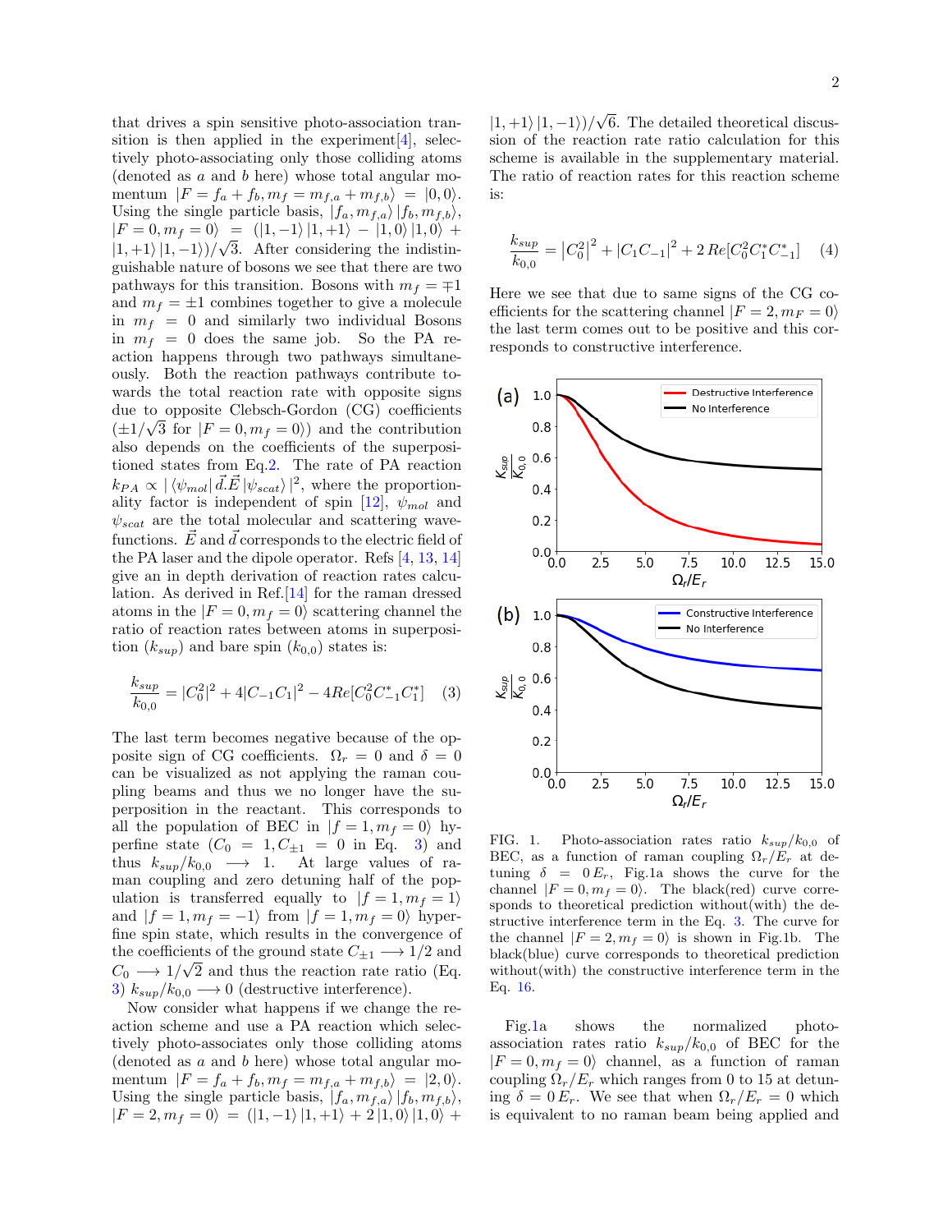that drives a spin sensitive photo-association transition is then applied in the experiment[4], selectively photo-associating only those colliding atoms (denoted as $a$ and $b$ here) whose total angular momentum $|F = f_a + f_b, m_f = m_{f,a} + m_{f,b}\rangle = |0, 0\rangle$. Using the single particle basis, $|f_a, m_{f,a}\rangle\,|f_b, m_{f,b}\rangle$, $|F = 0, m_f = 0\rangle = (|1, -1\rangle\,|1, +1\rangle - |1, 0\rangle\,|1, 0\rangle + |1, +1\rangle\,|1, -1\rangle)/\sqrt{3}$. After considering the indistinguishable nature of bosons we see that there are two pathways for this transition. Bosons with $m_f = \mp 1$ and $m_f = \pm 1$ combines together to give a molecule in $m_f = 0$ and similarly two individual Bosons in $m_f = 0$ does the same job. So the PA reaction happens through two pathways simultaneously. Both the reaction pathways contribute towards the total reaction rate with opposite signs due to opposite Clebsch-Gordon (CG) coefficients ($\pm 1/\sqrt{3}$ for $|F = 0, m_f = 0\rangle$) and the contribution also depends on the coefficients of the superpositioned states from Eq.2. The rate of PA reaction $k_{PA} \propto |\langle\psi_{mol}|\,\vec{d}.\vec{E}\,|\psi_{scat}\rangle|^2$, where the proportionality factor is independent of spin [12], $\psi_{mol}$ and $\psi_{scat}$ are the total molecular and scattering wavefunctions. $\vec{E}$ and $\vec{d}$ corresponds to the electric field of the PA laser and the dipole operator. Refs [4, 13, 14] give an in depth derivation of reaction rates calculation. As derived in Ref.[14] for the raman dressed atoms in the $|F = 0, m_f = 0\rangle$ scattering channel the ratio of reaction rates between atoms in superposition ($k_{sup}$) and bare spin ($k_{0,0}$) states is:

$$\frac{k_{sup}}{k_{0,0}} = |C_0^2|^2 + 4|C_{-1}C_1|^2 - 4Re[C_0^2 C_{-1}^* C_1^*] \quad (3)$$

The last term becomes negative because of the opposite sign of CG coefficients. $\Omega_r = 0$ and $\delta = 0$ can be visualized as not applying the raman coupling beams and thus we no longer have the superposition in the reactant. This corresponds to all the population of BEC in $|f = 1, m_f = 0\rangle$ hyperfine state ($C_0 = 1, C_{\pm 1} = 0$ in Eq. 3) and thus $k_{sup}/k_{0,0} \longrightarrow 1$. At large values of raman coupling and zero detuning half of the population is transferred equally to $|f = 1, m_f = 1\rangle$ and $|f = 1, m_f = -1\rangle$ from $|f = 1, m_f = 0\rangle$ hyperfine spin state, which results in the convergence of the coefficients of the ground state $C_{\pm 1} \longrightarrow 1/2$ and $C_0 \longrightarrow 1/\sqrt{2}$ and thus the reaction rate ratio (Eq. 3) $k_{sup}/k_{0,0} \longrightarrow 0$ (destructive interference).

Now consider what happens if we change the reaction scheme and use a PA reaction which selectively photo-associates only those colliding atoms (denoted as $a$ and $b$ here) whose total angular momentum $|F = f_a + f_b, m_f = m_{f,a} + m_{f,b}\rangle = |2, 0\rangle$. Using the single particle basis, $|f_a, m_{f,a}\rangle\,|f_b, m_{f,b}\rangle$, $|F = 2, m_f = 0\rangle = (|1, -1\rangle\,|1, +1\rangle + 2\,|1, 0\rangle\,|1, 0\rangle + |1, +1\rangle\,|1, -1\rangle)/\sqrt{6}$. The detailed theoretical discussion of the reaction rate ratio calculation for this scheme is available in the supplementary material. The ratio of reaction rates for this reaction scheme is:

$$\frac{k_{sup}}{k_{0,0}} = \left|C_0^2\right|^2 + \left|C_1 C_{-1}\right|^2 + 2\,Re[C_0^2 C_1^* C_{-1}^*] \quad (4)$$

Here we see that due to same signs of the CG coefficients for the scattering channel $|F = 2, m_F = 0\rangle$ the last term comes out to be positive and this corresponds to constructive interference.

FIG. 1. Photo-association rates ratio $k_{sup}/k_{0,0}$ of BEC, as a function of raman coupling $\Omega_r/E_r$ at detuning $\delta = 0\,E_r$, Fig.1a shows the curve for the channel $|F = 0, m_f = 0\rangle$. The black(red) curve corresponds to theoretical prediction without(with) the destructive interference term in the Eq. 3. The curve for the channel $|F = 2, m_f = 0\rangle$ is shown in Fig.1b. The black(blue) curve corresponds to theoretical prediction without(with) the constructive interference term in the Eq. 16.

Fig.1a shows the normalized photo-association rates ratio $k_{sup}/k_{0,0}$ of BEC for the $|F = 0, m_f = 0\rangle$ channel, as a function of raman coupling $\Omega_r/E_r$ which ranges from 0 to 15 at detuning $\delta = 0\,E_r$. We see that when $\Omega_r/E_r = 0$ which is equivalent to no raman beam being applied and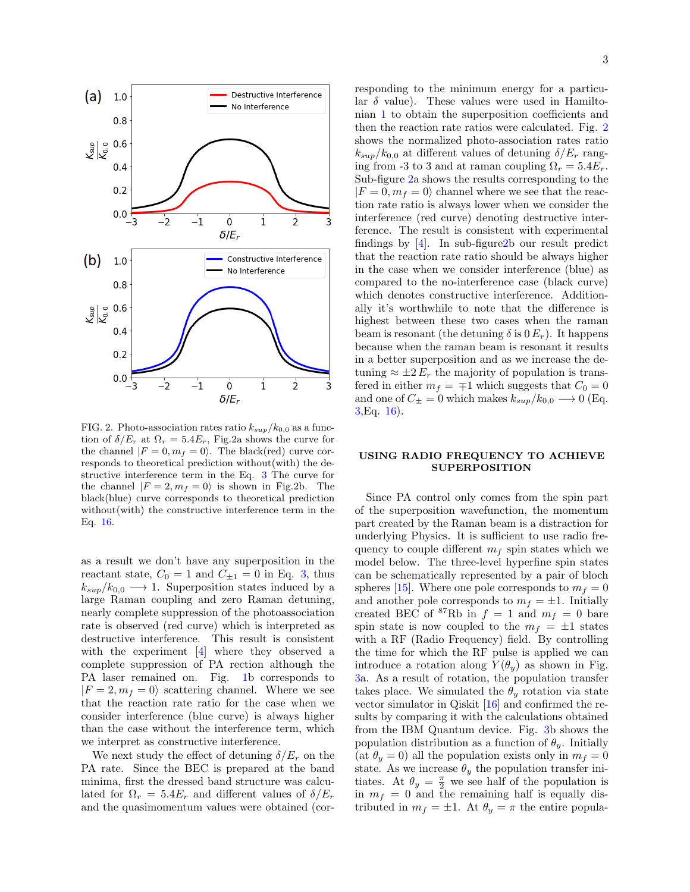FIG. 2. Photo-association rates ratio $k_{sup}/k_{0,0}$ as a function of $\delta/E_r$ at $\Omega_r = 5.4E_r$, Fig.2a shows the curve for the channel $|F=0, m_f=0\rangle$. The black(red) curve corresponds to theoretical prediction without(with) the destructive interference term in the Eq. 3 The curve for the channel $|F=2, m_f=0\rangle$ is shown in Fig.2b. The black(blue) curve corresponds to theoretical prediction without(with) the constructive interference term in the Eq. 16.

as a result we don't have any superposition in the reactant state, $C_0 = 1$ and $C_{\pm 1} = 0$ in Eq. 3, thus $k_{sup}/k_{0,0} \longrightarrow 1$. Superposition states induced by a large Raman coupling and zero Raman detuning, nearly complete suppression of the photoassociation rate is observed (red curve) which is interpreted as destructive interference. This result is consistent with the experiment [4] where they observed a complete suppression of PA rection although the PA laser remained on. Fig. 1b corresponds to $|F=2, m_f=0\rangle$ scattering channel. Where we see that the reaction rate ratio for the case when we consider interference (blue curve) is always higher than the case without the interference term, which we interpret as constructive interference.

We next study the effect of detuning $\delta/E_r$ on the PA rate. Since the BEC is prepared at the band minima, first the dressed band structure was calculated for $\Omega_r = 5.4E_r$ and different values of $\delta/E_r$ and the quasimomentum values were obtained (corresponding to the minimum energy for a particular $\delta$ value). These values were used in Hamiltonian 1 to obtain the superposition coefficients and then the reaction rate ratios were calculated. Fig. 2 shows the normalized photo-association rates ratio $k_{sup}/k_{0,0}$ at different values of detuning $\delta/E_r$ ranging from -3 to 3 and at raman coupling $\Omega_r = 5.4E_r$. Sub-figure 2a shows the results corresponding to the $|F=0, m_f=0\rangle$ channel where we see that the reaction rate ratio is always lower when we consider the interference (red curve) denoting destructive interference. The result is consistent with experimental findings by [4]. In sub-figure2b our result predict that the reaction rate ratio should be always higher in the case when we consider interference (blue) as compared to the no-interference case (black curve) which denotes constructive interference. Additionally it's worthwhile to note that the difference is highest between these two cases when the raman beam is resonant (the detuning $\delta$ is $0\,E_r$). It happens because when the raman beam is resonant it results in a better superposition and as we increase the detuning $\approx \pm 2\,E_r$ the majority of population is transfered in either $m_f = \mp 1$ which suggests that $C_0 = 0$ and one of $C_{\pm} = 0$ which makes $k_{sup}/k_{0,0} \longrightarrow 0$ (Eq. 3,Eq. 16).

## USING RADIO FREQUENCY TO ACHIEVE SUPERPOSITION

Since PA control only comes from the spin part of the superposition wavefunction, the momentum part created by the Raman beam is a distraction for underlying Physics. It is sufficient to use radio frequency to couple different $m_f$ spin states which we model below. The three-level hyperfine spin states can be schematically represented by a pair of bloch spheres [15]. Where one pole corresponds to $m_f = 0$ and another pole corresponds to $m_f = \pm 1$. Initially created BEC of $^{87}$Rb in $f = 1$ and $m_f = 0$ bare spin state is now coupled to the $m_f = \pm 1$ states with a RF (Radio Frequency) field. By controlling the time for which the RF pulse is applied we can introduce a rotation along $Y(\theta_y)$ as shown in Fig. 3a. As a result of rotation, the population transfer takes place. We simulated the $\theta_y$ rotation via state vector simulator in Qiskit [16] and confirmed the results by comparing it with the calculations obtained from the IBM Quantum device. Fig. 3b shows the population distribution as a function of $\theta_y$. Initially (at $\theta_y = 0$) all the population exists only in $m_f = 0$ state. As we increase $\theta_y$ the population transfer initiates. At $\theta_y = \frac{\pi}{2}$ we see half of the population is in $m_f = 0$ and the remaining half is equally distributed in $m_f = \pm 1$. At $\theta_y = \pi$ the entire popula-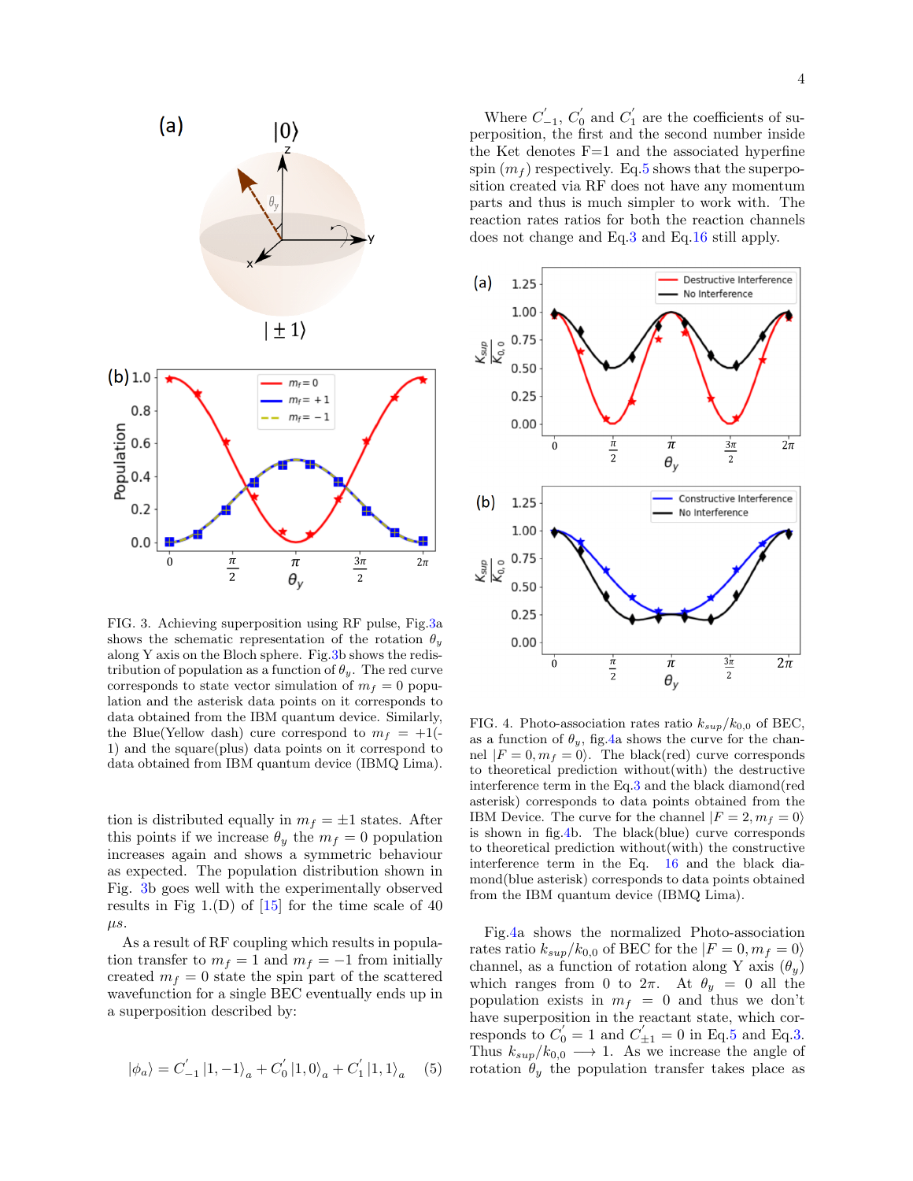FIG. 3. Achieving superposition using RF pulse, Fig.3a shows the schematic representation of the rotation $\theta_y$ along Y axis on the Bloch sphere. Fig.3b shows the redistribution of population as a function of $\theta_y$. The red curve corresponds to state vector simulation of $m_f = 0$ population and the asterisk data points on it corresponds to data obtained from the IBM quantum device. Similarly, the Blue(Yellow dash) cure correspond to $m_f = +1$(-1) and the square(plus) data points on it correspond to data obtained from IBM quantum device (IBMQ Lima).

tion is distributed equally in $m_f = \pm 1$ states. After this points if we increase $\theta_y$ the $m_f = 0$ population increases again and shows a symmetric behaviour as expected. The population distribution shown in Fig. 3b goes well with the experimentally observed results in Fig 1.(D) of [15] for the time scale of 40 $\mu s$.

As a result of RF coupling which results in population transfer to $m_f = 1$ and $m_f = -1$ from initially created $m_f = 0$ state the spin part of the scattered wavefunction for a single BEC eventually ends up in a superposition described by:

$$|\phi_a\rangle = C_{-1}^{'} |1, -1\rangle_a + C_0^{'} |1, 0\rangle_a + C_1^{'} |1, 1\rangle_a \quad (5)$$

Where $C_{-1}^{'}$, $C_0^{'}$ and $C_1^{'}$ are the coefficients of superposition, the first and the second number inside the Ket denotes F=1 and the associated hyperfine spin ($m_f$) respectively. Eq.5 shows that the superposition created via RF does not have any momentum parts and thus is much simpler to work with. The reaction rates ratios for both the reaction channels does not change and Eq.3 and Eq.16 still apply.

FIG. 4. Photo-association rates ratio $k_{sup}/k_{0,0}$ of BEC, as a function of $\theta_y$, fig.4a shows the curve for the channel $|F = 0, m_f = 0\rangle$. The black(red) curve corresponds to theoretical prediction without(with) the destructive interference term in the Eq.3 and the black diamond(red asterisk) corresponds to data points obtained from the IBM Device. The curve for the channel $|F = 2, m_f = 0\rangle$ is shown in fig.4b. The black(blue) curve corresponds to theoretical prediction without(with) the constructive interference term in the Eq. 16 and the black diamond(blue asterisk) corresponds to data points obtained from the IBM quantum device (IBMQ Lima).

Fig.4a shows the normalized Photo-association rates ratio $k_{sup}/k_{0,0}$ of BEC for the $|F = 0, m_f = 0\rangle$ channel, as a function of rotation along Y axis ($\theta_y$) which ranges from 0 to $2\pi$. At $\theta_y = 0$ all the population exists in $m_f = 0$ and thus we don't have superposition in the reactant state, which corresponds to $C_0^{'} = 1$ and $C_{\pm 1}^{'} = 0$ in Eq.5 and Eq.3. Thus $k_{sup}/k_{0,0} \longrightarrow 1$. As we increase the angle of rotation $\theta_y$ the population transfer takes place as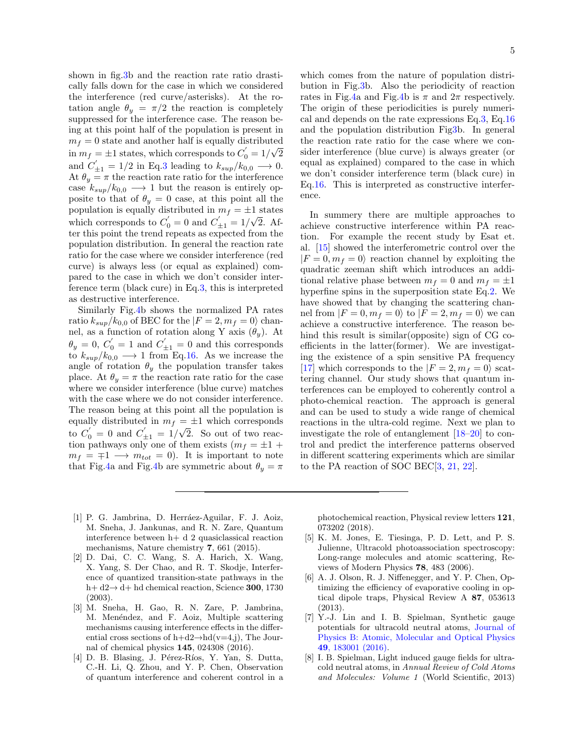shown in fig.3b and the reaction rate ratio drastically falls down for the case in which we considered the interference (red curve/asterisks). At the rotation angle $\theta_y = \pi/2$ the reaction is completely suppressed for the interference case. The reason being at this point half of the population is present in $m_f = 0$ state and another half is equally distributed in $m_f = \pm 1$ states, which corresponds to $C_0^{'} = 1/\sqrt{2}$ and $C_{\pm 1}^{'} = 1/2$ in Eq.3 leading to $k_{sup}/k_{0,0} \longrightarrow 0$. At $\theta_y = \pi$ the reaction rate ratio for the interference case $k_{sup}/k_{0,0} \longrightarrow 1$ but the reason is entirely opposite to that of $\theta_y = 0$ case, at this point all the population is equally distributed in $m_f = \pm 1$ states which corresponds to $C_0^{'} = 0$ and $C_{\pm 1}^{'} = 1/\sqrt{2}$. After this point the trend repeats as expected from the population distribution. In general the reaction rate ratio for the case where we consider interference (red curve) is always less (or equal as explained) compared to the case in which we don't consider interference term (black cure) in Eq.3, this is interpreted as destructive interference.

Similarly Fig.4b shows the normalized PA rates ratio $k_{sup}/k_{0,0}$ of BEC for the $|F = 2, m_f = 0\rangle$ channel, as a function of rotation along Y axis ($\theta_y$). At $\theta_y = 0$, $C_0^{'} = 1$ and $C_{\pm 1}^{'} = 0$ and this corresponds to $k_{sup}/k_{0,0} \longrightarrow 1$ from Eq.16. As we increase the angle of rotation $\theta_y$ the population transfer takes place. At $\theta_y = \pi$ the reaction rate ratio for the case where we consider interference (blue curve) matches with the case where we do not consider interference. The reason being at this point all the population is equally distributed in $m_f = \pm 1$ which corresponds to $C_0^{'} = 0$ and $C_{\pm 1}^{'} = 1/\sqrt{2}$. So out of two reaction pathways only one of them exists ($m_f = \pm 1 + m_f = \mp 1 \longrightarrow m_{tot} = 0$). It is important to note that Fig.4a and Fig.4b are symmetric about $\theta_y = \pi$ which comes from the nature of population distribution in Fig.3b. Also the periodicity of reaction rates in Fig.4a and Fig.4b is $\pi$ and $2\pi$ respectively. The origin of these periodicities is purely numerical and depends on the rate expressions Eq.3, Eq.16 and the population distribution Fig3b. In general the reaction rate ratio for the case where we consider interference (blue curve) is always greater (or equal as explained) compared to the case in which we don't consider interference term (black cure) in Eq.16. This is interpreted as constructive interference.

In summery there are multiple approaches to achieve constructive interference within PA reaction. For example the recent study by Esat et. al. [15] showed the interferometric control over the $|F = 0, m_f = 0\rangle$ reaction channel by exploiting the quadratic zeeman shift which introduces an additional relative phase between $m_f = 0$ and $m_f = \pm 1$ hyperfine spins in the superposition state Eq.2. We have showed that by changing the scattering channel from $|F = 0, m_f = 0\rangle$ to $|F = 2, m_f = 0\rangle$ we can achieve a constructive interference. The reason behind this result is similar(opposite) sign of CG coefficients in the latter(former). We are investigating the existence of a spin sensitive PA frequency [17] which corresponds to the $|F = 2, m_f = 0\rangle$ scattering channel. Our study shows that quantum interferences can be employed to coherently control a photo-chemical reaction. The approach is general and can be used to study a wide range of chemical reactions in the ultra-cold regime. Next we plan to investigate the role of entanglement [18–20] to control and predict the interference patterns observed in different scattering experiments which are similar to the PA reaction of SOC BEC[3, 21, 22].

---

[1] P. G. Jambrina, D. Herráez-Aguilar, F. J. Aoiz, M. Sneha, J. Jankunas, and R. N. Zare, Quantum interference between h+ d 2 quasiclassical reaction mechanisms, Nature chemistry **7**, 661 (2015).

[2] D. Dai, C. C. Wang, S. A. Harich, X. Wang, X. Yang, S. Der Chao, and R. T. Skodje, Interference of quantized transition-state pathways in the h+ d2→ d+ hd chemical reaction, Science **300**, 1730 (2003).

[3] M. Sneha, H. Gao, R. N. Zare, P. Jambrina, M. Menéndez, and F. Aoiz, Multiple scattering mechanisms causing interference effects in the differential cross sections of h+d2→hd(v=4,j), The Journal of chemical physics **145**, 024308 (2016).

[4] D. B. Blasing, J. Pérez-Ríos, Y. Yan, S. Dutta, C.-H. Li, Q. Zhou, and Y. P. Chen, Observation of quantum interference and coherent control in a photochemical reaction, Physical review letters **121**, 073202 (2018).

[5] K. M. Jones, E. Tiesinga, P. D. Lett, and P. S. Julienne, Ultracold photoassociation spectroscopy: Long-range molecules and atomic scattering, Reviews of Modern Physics **78**, 483 (2006).

[6] A. J. Olson, R. J. Niffenegger, and Y. P. Chen, Optimizing the efficiency of evaporative cooling in optical dipole traps, Physical Review A **87**, 053613 (2013).

[7] Y.-J. Lin and I. B. Spielman, Synthetic gauge potentials for ultracold neutral atoms, Journal of Physics B: Atomic, Molecular and Optical Physics **49**, 183001 (2016).

[8] I. B. Spielman, Light induced gauge fields for ultracold neutral atoms, in *Annual Review of Cold Atoms and Molecules: Volume 1* (World Scientific, 2013)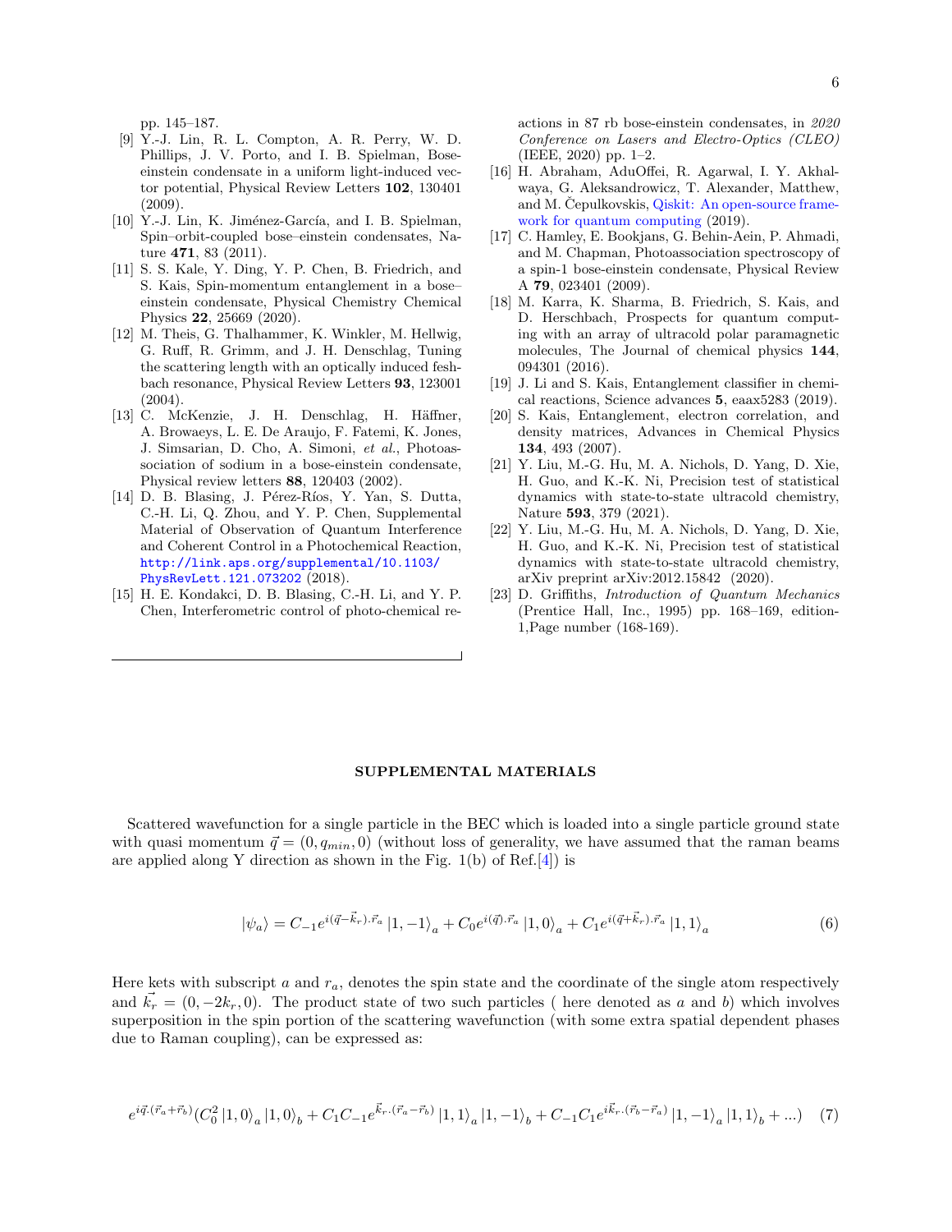pp. 145–187.

[9] Y.-J. Lin, R. L. Compton, A. R. Perry, W. D. Phillips, J. V. Porto, and I. B. Spielman, Bose-einstein condensate in a uniform light-induced vector potential, Physical Review Letters **102**, 130401 (2009).

[10] Y.-J. Lin, K. Jiménez-García, and I. B. Spielman, Spin–orbit-coupled bose–einstein condensates, Nature **471**, 83 (2011).

[11] S. S. Kale, Y. Ding, Y. P. Chen, B. Friedrich, and S. Kais, Spin-momentum entanglement in a bose–einstein condensate, Physical Chemistry Chemical Physics **22**, 25669 (2020).

[12] M. Theis, G. Thalhammer, K. Winkler, M. Hellwig, G. Ruff, R. Grimm, and J. H. Denschlag, Tuning the scattering length with an optically induced feshbach resonance, Physical Review Letters **93**, 123001 (2004).

[13] C. McKenzie, J. H. Denschlag, H. Häffner, A. Browaeys, L. E. De Araujo, F. Fatemi, K. Jones, J. Simsarian, D. Cho, A. Simoni, *et al.*, Photoassociation of sodium in a bose-einstein condensate, Physical review letters **88**, 120403 (2002).

[14] D. B. Blasing, J. Pérez-Ríos, Y. Yan, S. Dutta, C.-H. Li, Q. Zhou, and Y. P. Chen, Supplemental Material of Observation of Quantum Interference and Coherent Control in a Photochemical Reaction, http://link.aps.org/supplemental/10.1103/PhysRevLett.121.073202 (2018).

[15] H. E. Kondakci, D. B. Blasing, C.-H. Li, and Y. P. Chen, Interferometric control of photo-chemical reactions in 87 rb bose-einstein condensates, in *2020 Conference on Lasers and Electro-Optics (CLEO)* (IEEE, 2020) pp. 1–2.

[16] H. Abraham, AduOffei, R. Agarwal, I. Y. Akhalwaya, G. Aleksandrowicz, T. Alexander, Matthew, and M. Čepulkovskis, Qiskit: An open-source framework for quantum computing (2019).

[17] C. Hamley, E. Bookjans, G. Behin-Aein, P. Ahmadi, and M. Chapman, Photoassociation spectroscopy of a spin-1 bose-einstein condensate, Physical Review A **79**, 023401 (2009).

[18] M. Karra, K. Sharma, B. Friedrich, S. Kais, and D. Herschbach, Prospects for quantum computing with an array of ultracold polar paramagnetic molecules, The Journal of chemical physics **144**, 094301 (2016).

[19] J. Li and S. Kais, Entanglement classifier in chemical reactions, Science advances **5**, eaax5283 (2019).

[20] S. Kais, Entanglement, electron correlation, and density matrices, Advances in Chemical Physics **134**, 493 (2007).

[21] Y. Liu, M.-G. Hu, M. A. Nichols, D. Yang, D. Xie, H. Guo, and K.-K. Ni, Precision test of statistical dynamics with state-to-state ultracold chemistry, Nature **593**, 379 (2021).

[22] Y. Liu, M.-G. Hu, M. A. Nichols, D. Yang, D. Xie, H. Guo, and K.-K. Ni, Precision test of statistical dynamics with state-to-state ultracold chemistry, arXiv preprint arXiv:2012.15842 (2020).

[23] D. Griffiths, *Introduction of Quantum Mechanics* (Prentice Hall, Inc., 1995) pp. 168–169, edition-1,Page number (168-169).

## SUPPLEMENTAL MATERIALS

Scattered wavefunction for a single particle in the BEC which is loaded into a single particle ground state with quasi momentum $\vec{q} = (0, q_{min}, 0)$ (without loss of generality, we have assumed that the raman beams are applied along Y direction as shown in the Fig. 1(b) of Ref.[4]) is

$$|\psi_a\rangle = C_{-1}e^{i(\vec{q}-\vec{k}_r).\vec{r}_a}\,|1,-1\rangle_a + C_0 e^{i(\vec{q}).\vec{r}_a}\,|1,0\rangle_a + C_1 e^{i(\vec{q}+\vec{k}_r).\vec{r}_a}\,|1,1\rangle_a \tag{6}$$

Here kets with subscript $a$ and $r_a$, denotes the spin state and the coordinate of the single atom respectively and $\vec{k_r} = (0, -2k_r, 0)$. The product state of two such particles ( here denoted as $a$ and $b$) which involves superposition in the spin portion of the scattering wavefunction (with some extra spatial dependent phases due to Raman coupling), can be expressed as:

$$e^{i\vec{q}.(\vec{r}_a+\vec{r}_b)}(C_0^2\,|1,0\rangle_a\,|1,0\rangle_b + C_1C_{-1}e^{\vec{k}_r.(\vec{r}_a-\vec{r}_b)}\,|1,1\rangle_a\,|1,-1\rangle_b + C_{-1}C_1e^{i\vec{k}_r.(\vec{r}_b-\vec{r}_a)}\,|1,-1\rangle_a\,|1,1\rangle_b + ...) \tag{7}$$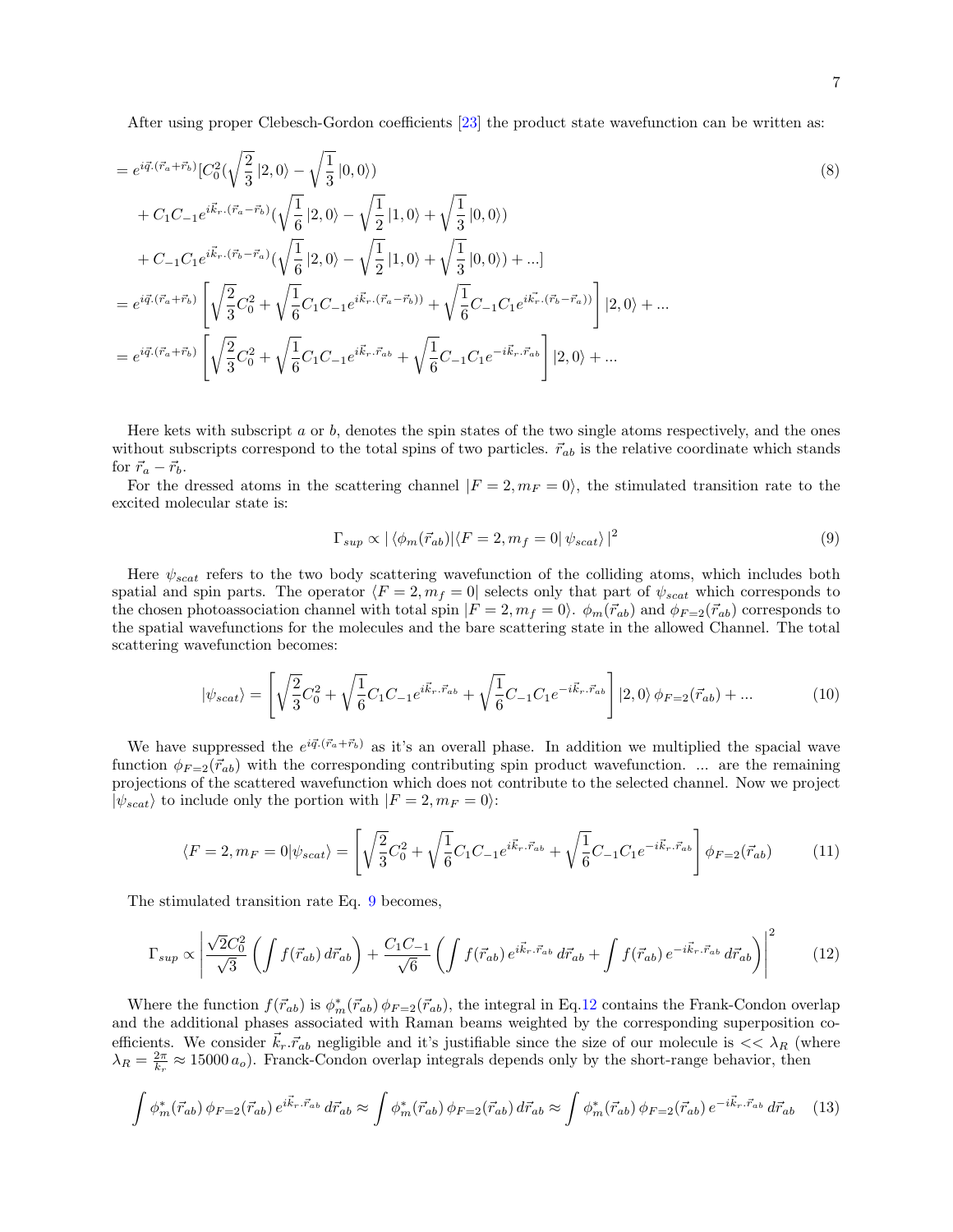After using proper Clebesch-Gordon coefficients [23] the product state wavefunction can be written as:

$$
\begin{aligned}
&= e^{i\vec{q}.(\vec{r}_a+\vec{r}_b)}[C_0^2(\sqrt{\frac{2}{3}}\,|2,0\rangle - \sqrt{\frac{1}{3}}\,|0,0\rangle) \\
&\quad + C_1C_{-1}e^{i\vec{k}_r.(\vec{r}_a-\vec{r}_b)}(\sqrt{\frac{1}{6}}\,|2,0\rangle - \sqrt{\frac{1}{2}}\,|1,0\rangle + \sqrt{\frac{1}{3}}\,|0,0\rangle) \\
&\quad + C_{-1}C_1e^{i\vec{k}_r.(\vec{r}_b-\vec{r}_a)}(\sqrt{\frac{1}{6}}\,|2,0\rangle - \sqrt{\frac{1}{2}}\,|1,0\rangle + \sqrt{\frac{1}{3}}\,|0,0\rangle) + ...] \\
&= e^{i\vec{q}.(\vec{r}_a+\vec{r}_b)}\left[\sqrt{\frac{2}{3}}C_0^2 + \sqrt{\frac{1}{6}}C_1C_{-1}e^{i\vec{k}_r.(\vec{r}_a-\vec{r}_b))} + \sqrt{\frac{1}{6}}C_{-1}C_1e^{i\vec{k_r}.(\vec{r}_b-\vec{r}_a))}\right]|2,0\rangle + ... \\
&= e^{i\vec{q}.(\vec{r}_a+\vec{r}_b)}\left[\sqrt{\frac{2}{3}}C_0^2 + \sqrt{\frac{1}{6}}C_1C_{-1}e^{i\vec{k}_r.\vec{r}_{ab}} + \sqrt{\frac{1}{6}}C_{-1}C_1e^{-i\vec{k}_r.\vec{r}_{ab}}\right]|2,0\rangle + ...
\end{aligned}
\tag{8}
$$

Here kets with subscript $a$ or $b$, denotes the spin states of the two single atoms respectively, and the ones without subscripts correspond to the total spins of two particles. $\vec{r}_{ab}$ is the relative coordinate which stands for $\vec{r}_a - \vec{r}_b$.

For the dressed atoms in the scattering channel $|F=2, m_F=0\rangle$, the stimulated transition rate to the excited molecular state is:

$$
\Gamma_{sup} \propto |\,\langle\phi_m(\vec{r}_{ab})|\langle F=2, m_f=0|\,\psi_{scat}\rangle\,|^2 \tag{9}
$$

Here $\psi_{scat}$ refers to the two body scattering wavefunction of the colliding atoms, which includes both spatial and spin parts. The operator $\langle F=2, m_f=0|$ selects only that part of $\psi_{scat}$ which corresponds to the chosen photoassociation channel with total spin $|F=2, m_f=0\rangle$. $\phi_m(\vec{r}_{ab})$ and $\phi_{F=2}(\vec{r}_{ab})$ corresponds to the spatial wavefunctions for the molecules and the bare scattering state in the allowed Channel. The total scattering wavefunction becomes:

$$
|\psi_{scat}\rangle = \left[\sqrt{\frac{2}{3}}C_0^2 + \sqrt{\frac{1}{6}}C_1C_{-1}e^{i\vec{k}_r.\vec{r}_{ab}} + \sqrt{\frac{1}{6}}C_{-1}C_1e^{-i\vec{k}_r.\vec{r}_{ab}}\right]|2,0\rangle\,\phi_{F=2}(\vec{r}_{ab}) + ... \tag{10}
$$

We have suppressed the $e^{i\vec{q}.(\vec{r}_a+\vec{r}_b)}$ as it's an overall phase. In addition we multiplied the spacial wave function $\phi_{F=2}(\vec{r}_{ab})$ with the corresponding contributing spin product wavefunction. ... are the remaining projections of the scattered wavefunction which does not contribute to the selected channel. Now we project $|\psi_{scat}\rangle$ to include only the portion with $|F=2, m_F=0\rangle$:

$$
\langle F=2, m_F=0|\psi_{scat}\rangle = \left[\sqrt{\frac{2}{3}}C_0^2 + \sqrt{\frac{1}{6}}C_1C_{-1}e^{i\vec{k}_r.\vec{r}_{ab}} + \sqrt{\frac{1}{6}}C_{-1}C_1e^{-i\vec{k}_r.\vec{r}_{ab}}\right]\phi_{F=2}(\vec{r}_{ab}) \tag{11}
$$

The stimulated transition rate Eq. 9 becomes,

$$
\Gamma_{sup} \propto \left|\frac{\sqrt{2}C_0^2}{\sqrt{3}}\left(\int f(\vec{r}_{ab})\,d\vec{r}_{ab}\right) + \frac{C_1C_{-1}}{\sqrt{6}}\left(\int f(\vec{r}_{ab})\,e^{i\vec{k}_r.\vec{r}_{ab}}\,d\vec{r}_{ab} + \int f(\vec{r}_{ab})\,e^{-i\vec{k}_r.\vec{r}_{ab}}\,d\vec{r}_{ab}\right)\right|^2 \tag{12}
$$

Where the function $f(\vec{r}_{ab})$ is $\phi_m^*(\vec{r}_{ab})\,\phi_{F=2}(\vec{r}_{ab})$, the integral in Eq.12 contains the Frank-Condon overlap and the additional phases associated with Raman beams weighted by the corresponding superposition coefficients. We consider $\vec{k}_r.\vec{r}_{ab}$ negligible and it's justifiable since the size of our molecule is $<< \lambda_R$ (where $\lambda_R = \frac{2\pi}{k_r} \approx 15000\,a_o$). Franck-Condon overlap integrals depends only by the short-range behavior, then

$$
\int \phi_m^*(\vec{r}_{ab})\,\phi_{F=2}(\vec{r}_{ab})\,e^{i\vec{k}_r.\vec{r}_{ab}}\,d\vec{r}_{ab} \approx \int \phi_m^*(\vec{r}_{ab})\,\phi_{F=2}(\vec{r}_{ab})\,d\vec{r}_{ab} \approx \int \phi_m^*(\vec{r}_{ab})\,\phi_{F=2}(\vec{r}_{ab})\,e^{-i\vec{k}_r.\vec{r}_{ab}}\,d\vec{r}_{ab} \tag{13}
$$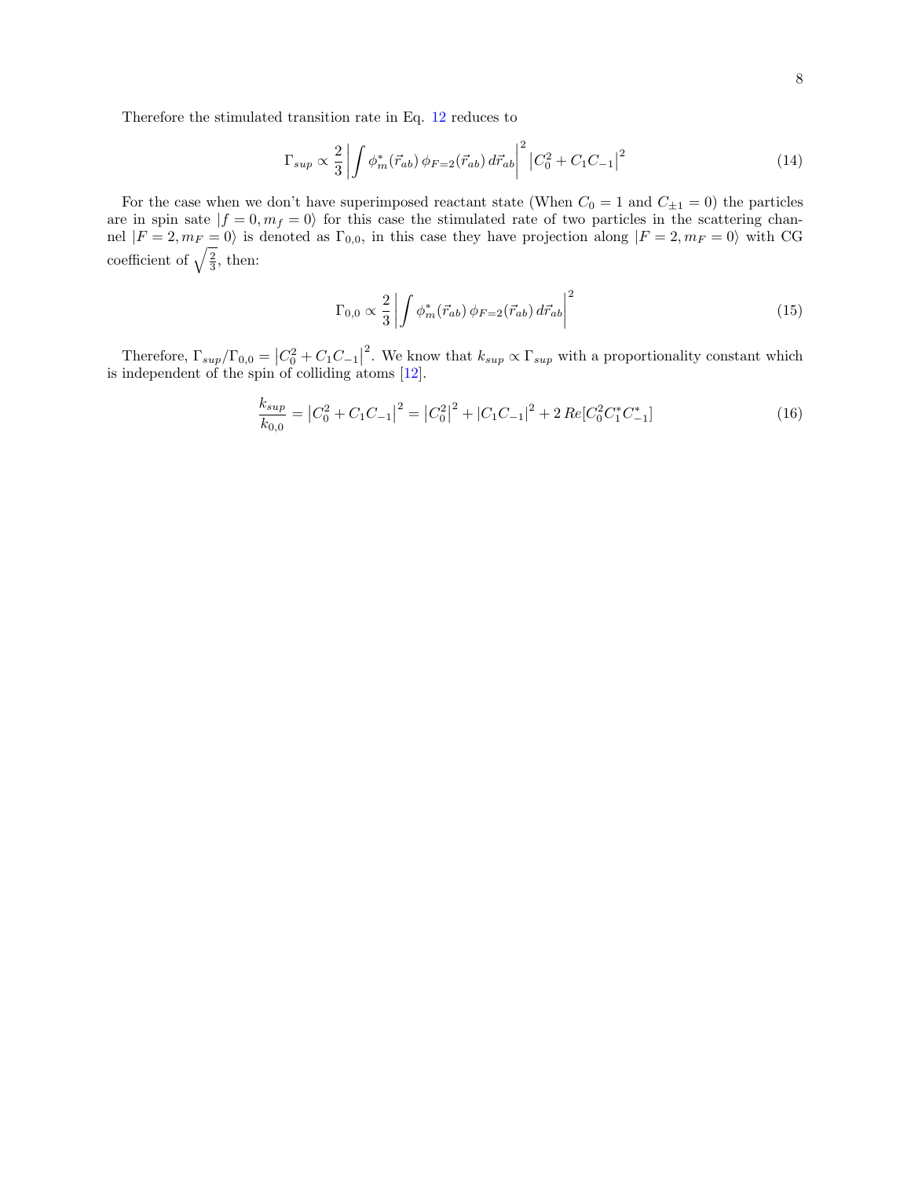Therefore the stimulated transition rate in Eq. 12 reduces to

$$\Gamma_{sup} \propto \frac{2}{3} \left| \int \phi_m^*(\vec{r}_{ab})\, \phi_{F=2}(\vec{r}_{ab})\, d\vec{r}_{ab} \right|^2 \left| C_0^2 + C_1 C_{-1} \right|^2 \tag{14}$$

For the case when we don't have superimposed reactant state (When $C_0 = 1$ and $C_{\pm 1} = 0$) the particles are in spin sate $|f = 0, m_f = 0\rangle$ for this case the stimulated rate of two particles in the scattering channel $|F = 2, m_F = 0\rangle$ is denoted as $\Gamma_{0,0}$, in this case they have projection along $|F = 2, m_F = 0\rangle$ with CG coefficient of $\sqrt{\frac{2}{3}}$, then:

$$\Gamma_{0,0} \propto \frac{2}{3} \left| \int \phi_m^*(\vec{r}_{ab})\, \phi_{F=2}(\vec{r}_{ab})\, d\vec{r}_{ab} \right|^2 \tag{15}$$

Therefore, $\Gamma_{sup}/\Gamma_{0,0} = \left| C_0^2 + C_1 C_{-1} \right|^2$. We know that $k_{sup} \propto \Gamma_{sup}$ with a proportionality constant which is independent of the spin of colliding atoms [12].

$$\frac{k_{sup}}{k_{0,0}} = \left| C_0^2 + C_1 C_{-1} \right|^2 = \left| C_0^2 \right|^2 + \left| C_1 C_{-1} \right|^2 + 2\, Re[C_0^2 C_1^* C_{-1}^*] \tag{16}$$